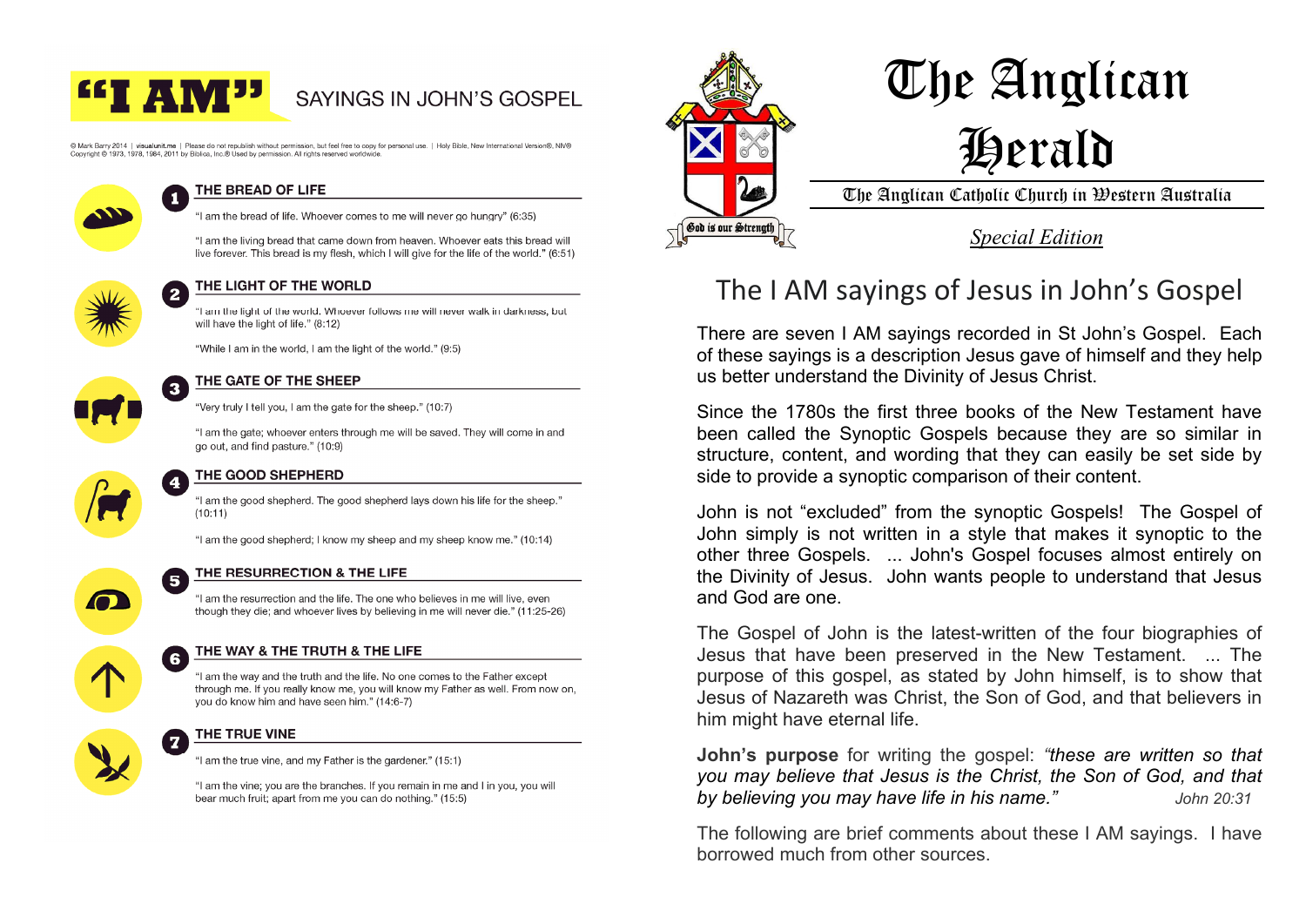# "I AM" SAYINGS IN JOHN'S GOSPEL

© Mark Barry 2014 | visualunit.me | Please do not republish without permission, but feel free to copy for personal use. | Holy Bible, New International Version®, NIV® Copyright © 1973, 1978, 1984, 2011 by Biblica, Inc.® Used by permission. All rights reserved worldwide.

### 1 THE BREAD OF LIFE

"I am the bread of life. Whoever comes to me will never go hungry" (6:35)

"I am the living bread that came down from heaven. Whoever eats this bread will live forever. This bread is my flesh, which I will give for the life of the world." (6:51)

### 2 THE LIGHT OF THE WORLD

"I am the light of the world. Whoever follows me will never walk in darkness, but will have the light of life." (8:12)

"While I am in the world, I am the light of the world." (9:5)

### 3 THE GATE OF THE SHEEP

"Very truly I tell you, I am the gate for the sheep." (10:7)

"I am the gate; whoever enters through me will be saved. They will come in and go out, and find pasture." (10:9)

### 4 THE GOOD SHEPHERD

"I am the good shepherd. The good shepherd lays down his life for the sheep." (10:11)

"I am the good shepherd; I know my sheep and my sheep know me." (10:14)

### 5 THE RESURRECTION & THE LIFE

"I am the resurrection and the life. The one who believes in me will live, even though they die; and whoever lives by believing in me will never die." (11:25-26)

### 6 THE WAY & THE TRUTH & THE LIFE

"I am the way and the truth and the life. No one comes to the Father except through me. If you really know me, you will know my Father as well. From now on, you do know him and have seen him." (14:6-7)

### 7 THE TRUE VINE

"I am the true vine, and my Father is the gardener." (15:1)

"I am the vine; you are the branches. If you remain in me and I in you, you will bear much fruit; apart from me you can do nothing." (15:5)

---

God is our Strength

# The Anglican Herald

The Anglican Catholic Church in Western Australia

*Special Edition*

## The I AM sayings of Jesus in John's Gospel

There are seven I AM sayings recorded in St John's Gospel. Each of these sayings is a description Jesus gave of himself and they help us better understand the Divinity of Jesus Christ.

Since the 1780s the first three books of the New Testament have been called the Synoptic Gospels because they are so similar in structure, content, and wording that they can easily be set side by side to provide a synoptic comparison of their content.

John is not "excluded" from the synoptic Gospels! The Gospel of John simply is not written in a style that makes it synoptic to the other three Gospels. ... John's Gospel focuses almost entirely on the Divinity of Jesus. John wants people to understand that Jesus and God are one.

The Gospel of John is the latest-written of the four biographies of Jesus that have been preserved in the New Testament. ... The purpose of this gospel, as stated by John himself, is to show that Jesus of Nazareth was Christ, the Son of God, and that believers in him might have eternal life.

**John's purpose** for writing the gospel: *"these are written so that you may believe that Jesus is the Christ, the Son of God, and that by believing you may have life in his name."* *John 20:31*

The following are brief comments about these I AM sayings. I have borrowed much from other sources.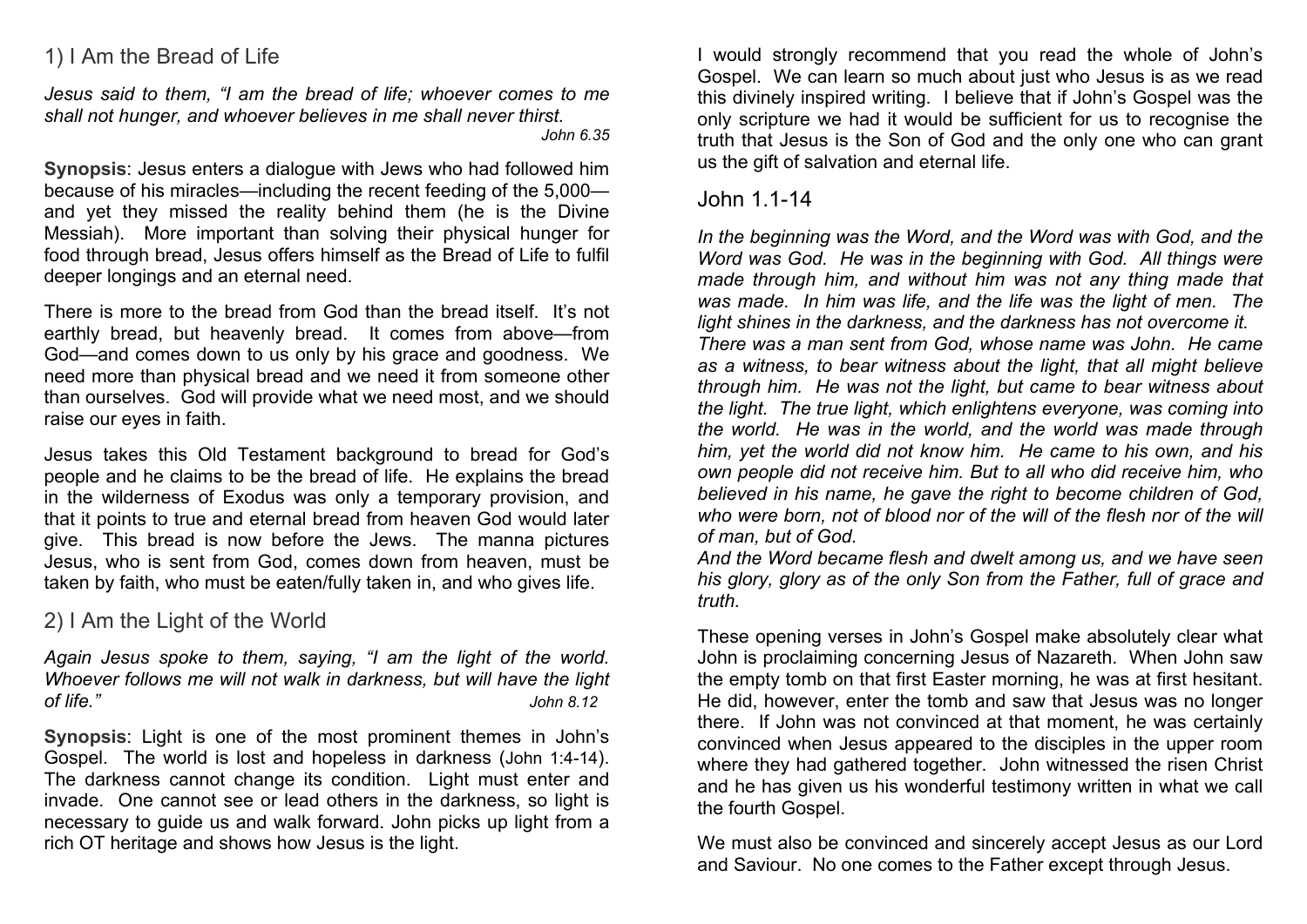## 1) I Am the Bread of Life

*Jesus said to them, "I am the bread of life; whoever comes to me shall not hunger, and whoever believes in me shall never thirst.*
*John 6.35*

**Synopsis**: Jesus enters a dialogue with Jews who had followed him because of his miracles—including the recent feeding of the 5,000—and yet they missed the reality behind them (he is the Divine Messiah). More important than solving their physical hunger for food through bread, Jesus offers himself as the Bread of Life to fulfil deeper longings and an eternal need.

There is more to the bread from God than the bread itself. It's not earthly bread, but heavenly bread. It comes from above—from God—and comes down to us only by his grace and goodness. We need more than physical bread and we need it from someone other than ourselves. God will provide what we need most, and we should raise our eyes in faith.

Jesus takes this Old Testament background to bread for God's people and he claims to be the bread of life. He explains the bread in the wilderness of Exodus was only a temporary provision, and that it points to true and eternal bread from heaven God would later give. This bread is now before the Jews. The manna pictures Jesus, who is sent from God, comes down from heaven, must be taken by faith, who must be eaten/fully taken in, and who gives life.

## 2) I Am the Light of the World

*Again Jesus spoke to them, saying, "I am the light of the world. Whoever follows me will not walk in darkness, but will have the light of life."* *John 8.12*

**Synopsis**: Light is one of the most prominent themes in John's Gospel. The world is lost and hopeless in darkness (John 1:4-14). The darkness cannot change its condition. Light must enter and invade. One cannot see or lead others in the darkness, so light is necessary to guide us and walk forward. John picks up light from a rich OT heritage and shows how Jesus is the light.

I would strongly recommend that you read the whole of John's Gospel. We can learn so much about just who Jesus is as we read this divinely inspired writing. I believe that if John's Gospel was the only scripture we had it would be sufficient for us to recognise the truth that Jesus is the Son of God and the only one who can grant us the gift of salvation and eternal life.

## John 1.1-14

*In the beginning was the Word, and the Word was with God, and the Word was God. He was in the beginning with God. All things were made through him, and without him was not any thing made that was made. In him was life, and the life was the light of men. The light shines in the darkness, and the darkness has not overcome it.*
*There was a man sent from God, whose name was John. He came as a witness, to bear witness about the light, that all might believe through him. He was not the light, but came to bear witness about the light. The true light, which enlightens everyone, was coming into the world. He was in the world, and the world was made through him, yet the world did not know him. He came to his own, and his own people did not receive him. But to all who did receive him, who believed in his name, he gave the right to become children of God, who were born, not of blood nor of the will of the flesh nor of the will of man, but of God.*
*And the Word became flesh and dwelt among us, and we have seen his glory, glory as of the only Son from the Father, full of grace and truth.*

These opening verses in John's Gospel make absolutely clear what John is proclaiming concerning Jesus of Nazareth. When John saw the empty tomb on that first Easter morning, he was at first hesitant. He did, however, enter the tomb and saw that Jesus was no longer there. If John was not convinced at that moment, he was certainly convinced when Jesus appeared to the disciples in the upper room where they had gathered together. John witnessed the risen Christ and he has given us his wonderful testimony written in what we call the fourth Gospel.

We must also be convinced and sincerely accept Jesus as our Lord and Saviour. No one comes to the Father except through Jesus.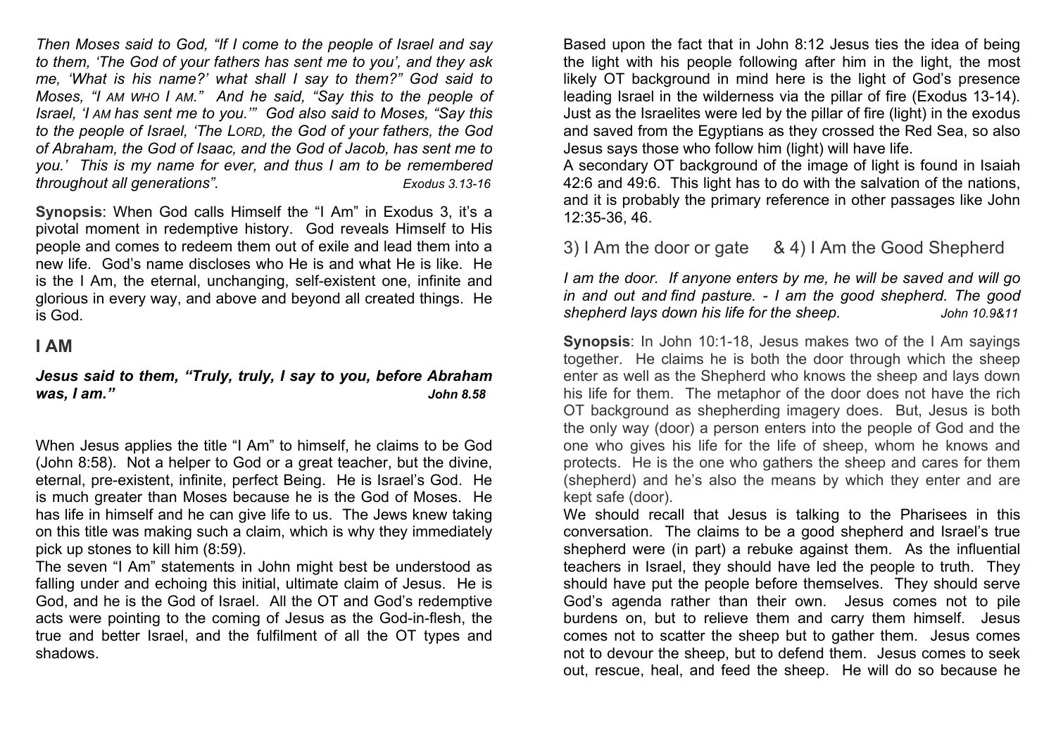*Then Moses said to God, "If I come to the people of Israel and say to them, 'The God of your fathers has sent me to you', and they ask me, 'What is his name?' what shall I say to them?" God said to Moses, "I AM WHO I AM." And he said, "Say this to the people of Israel, 'I AM has sent me to you.'" God also said to Moses, "Say this to the people of Israel, 'The LORD, the God of your fathers, the God of Abraham, the God of Isaac, and the God of Jacob, has sent me to you.' This is my name for ever, and thus I am to be remembered throughout all generations".* *Exodus 3.13-16*

**Synopsis**: When God calls Himself the "I Am" in Exodus 3, it's a pivotal moment in redemptive history. God reveals Himself to His people and comes to redeem them out of exile and lead them into a new life. God's name discloses who He is and what He is like. He is the I Am, the eternal, unchanging, self-existent one, infinite and glorious in every way, and above and beyond all created things. He is God.

## I AM

***Jesus said to them, "Truly, truly, I say to you, before Abraham was, I am."*** ***John 8.58***

When Jesus applies the title "I Am" to himself, he claims to be God (John 8:58). Not a helper to God or a great teacher, but the divine, eternal, pre-existent, infinite, perfect Being. He is Israel's God. He is much greater than Moses because he is the God of Moses. He has life in himself and he can give life to us. The Jews knew taking on this title was making such a claim, which is why they immediately pick up stones to kill him (8:59).

The seven "I Am" statements in John might best be understood as falling under and echoing this initial, ultimate claim of Jesus. He is God, and he is the God of Israel. All the OT and God's redemptive acts were pointing to the coming of Jesus as the God-in-flesh, the true and better Israel, and the fulfilment of all the OT types and shadows.

Based upon the fact that in John 8:12 Jesus ties the idea of being the light with his people following after him in the light, the most likely OT background in mind here is the light of God's presence leading Israel in the wilderness via the pillar of fire (Exodus 13-14). Just as the Israelites were led by the pillar of fire (light) in the exodus and saved from the Egyptians as they crossed the Red Sea, so also Jesus says those who follow him (light) will have life.

A secondary OT background of the image of light is found in Isaiah 42:6 and 49:6. This light has to do with the salvation of the nations, and it is probably the primary reference in other passages like John 12:35-36, 46.

## 3) I Am the door or gate & 4) I Am the Good Shepherd

*I am the door. If anyone enters by me, he will be saved and will go in and out and find pasture. - I am the good shepherd. The good shepherd lays down his life for the sheep.* *John 10.9&11*

**Synopsis**: In John 10:1-18, Jesus makes two of the I Am sayings together. He claims he is both the door through which the sheep enter as well as the Shepherd who knows the sheep and lays down his life for them. The metaphor of the door does not have the rich OT background as shepherding imagery does. But, Jesus is both the only way (door) a person enters into the people of God and the one who gives his life for the life of sheep, whom he knows and protects. He is the one who gathers the sheep and cares for them (shepherd) and he's also the means by which they enter and are kept safe (door).

We should recall that Jesus is talking to the Pharisees in this conversation. The claims to be a good shepherd and Israel's true shepherd were (in part) a rebuke against them. As the influential teachers in Israel, they should have led the people to truth. They should have put the people before themselves. They should serve God's agenda rather than their own. Jesus comes not to pile burdens on, but to relieve them and carry them himself. Jesus comes not to scatter the sheep but to gather them. Jesus comes not to devour the sheep, but to defend them. Jesus comes to seek out, rescue, heal, and feed the sheep. He will do so because he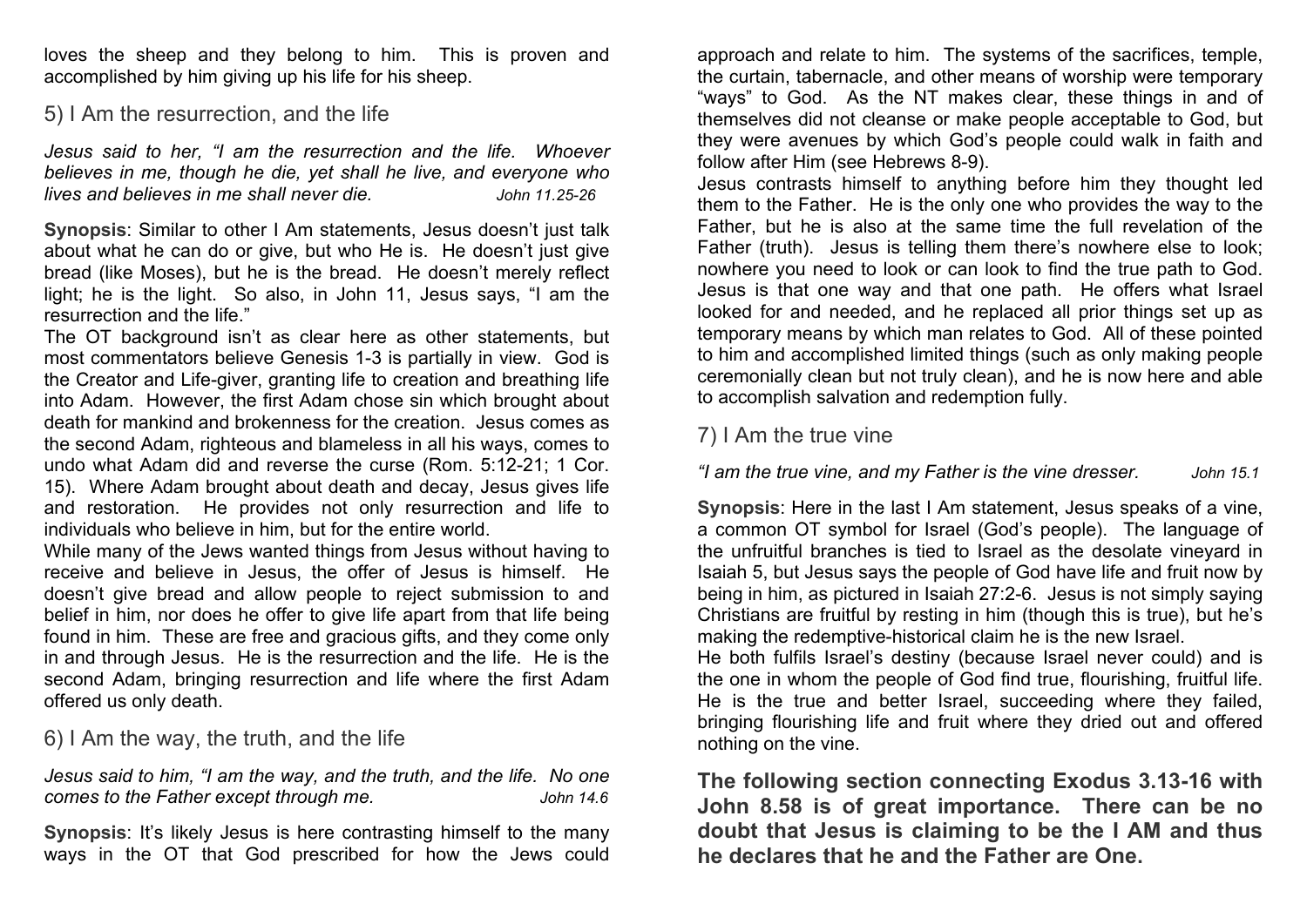loves the sheep and they belong to him. This is proven and accomplished by him giving up his life for his sheep.

## 5) I Am the resurrection, and the life

*Jesus said to her, "I am the resurrection and the life. Whoever believes in me, though he die, yet shall he live, and everyone who lives and believes in me shall never die.* *John 11.25-26*

**Synopsis**: Similar to other I Am statements, Jesus doesn't just talk about what he can do or give, but who He is. He doesn't just give bread (like Moses), but he is the bread. He doesn't merely reflect light; he is the light. So also, in John 11, Jesus says, "I am the resurrection and the life."

The OT background isn't as clear here as other statements, but most commentators believe Genesis 1-3 is partially in view. God is the Creator and Life-giver, granting life to creation and breathing life into Adam. However, the first Adam chose sin which brought about death for mankind and brokenness for the creation. Jesus comes as the second Adam, righteous and blameless in all his ways, comes to undo what Adam did and reverse the curse (Rom. 5:12-21; 1 Cor. 15). Where Adam brought about death and decay, Jesus gives life and restoration. He provides not only resurrection and life to individuals who believe in him, but for the entire world.

While many of the Jews wanted things from Jesus without having to receive and believe in Jesus, the offer of Jesus is himself. He doesn't give bread and allow people to reject submission to and belief in him, nor does he offer to give life apart from that life being found in him. These are free and gracious gifts, and they come only in and through Jesus. He is the resurrection and the life. He is the second Adam, bringing resurrection and life where the first Adam offered us only death.

## 6) I Am the way, the truth, and the life

*Jesus said to him, "I am the way, and the truth, and the life. No one comes to the Father except through me.* *John 14.6*

**Synopsis**: It's likely Jesus is here contrasting himself to the many ways in the OT that God prescribed for how the Jews could approach and relate to him. The systems of the sacrifices, temple, the curtain, tabernacle, and other means of worship were temporary "ways" to God. As the NT makes clear, these things in and of themselves did not cleanse or make people acceptable to God, but they were avenues by which God's people could walk in faith and follow after Him (see Hebrews 8-9).

Jesus contrasts himself to anything before him they thought led them to the Father. He is the only one who provides the way to the Father, but he is also at the same time the full revelation of the Father (truth). Jesus is telling them there's nowhere else to look; nowhere you need to look or can look to find the true path to God. Jesus is that one way and that one path. He offers what Israel looked for and needed, and he replaced all prior things set up as temporary means by which man relates to God. All of these pointed to him and accomplished limited things (such as only making people ceremonially clean but not truly clean), and he is now here and able to accomplish salvation and redemption fully.

## 7) I Am the true vine

*"I am the true vine, and my Father is the vine dresser.* *John 15.1*

**Synopsis**: Here in the last I Am statement, Jesus speaks of a vine, a common OT symbol for Israel (God's people). The language of the unfruitful branches is tied to Israel as the desolate vineyard in Isaiah 5, but Jesus says the people of God have life and fruit now by being in him, as pictured in Isaiah 27:2-6. Jesus is not simply saying Christians are fruitful by resting in him (though this is true), but he's making the redemptive-historical claim he is the new Israel.

He both fulfils Israel's destiny (because Israel never could) and is the one in whom the people of God find true, flourishing, fruitful life. He is the true and better Israel, succeeding where they failed, bringing flourishing life and fruit where they dried out and offered nothing on the vine.

**The following section connecting Exodus 3.13-16 with John 8.58 is of great importance. There can be no doubt that Jesus is claiming to be the I AM and thus he declares that he and the Father are One.**